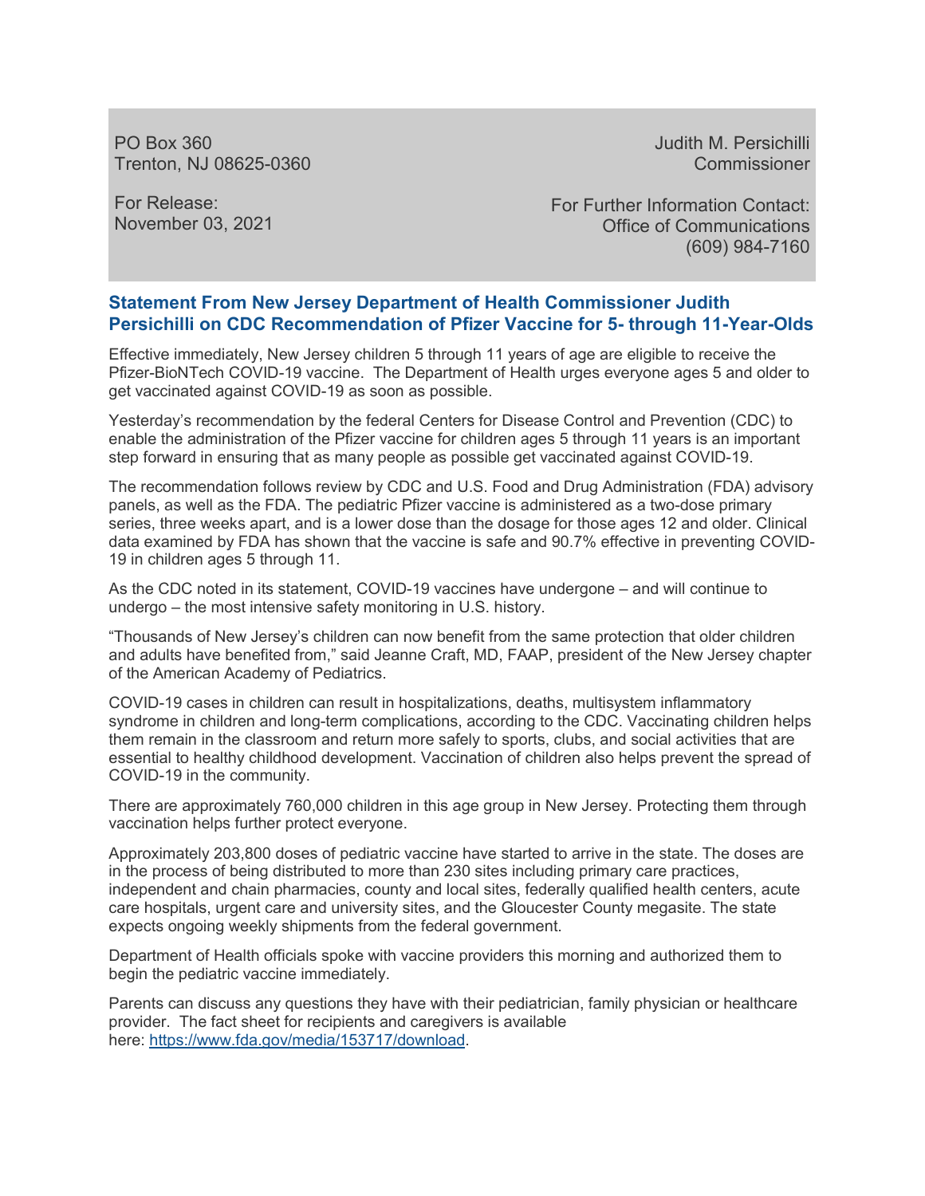PO Box 360
Trenton, NJ 08625-0360

Judith M. Persichilli
Commissioner

For Release:
November 03, 2021

For Further Information Contact:
Office of Communications
(609) 984-7160

## Statement From New Jersey Department of Health Commissioner Judith Persichilli on CDC Recommendation of Pfizer Vaccine for 5- through 11-Year-Olds

Effective immediately, New Jersey children 5 through 11 years of age are eligible to receive the Pfizer-BioNTech COVID-19 vaccine. The Department of Health urges everyone ages 5 and older to get vaccinated against COVID-19 as soon as possible.

Yesterday's recommendation by the federal Centers for Disease Control and Prevention (CDC) to enable the administration of the Pfizer vaccine for children ages 5 through 11 years is an important step forward in ensuring that as many people as possible get vaccinated against COVID-19.

The recommendation follows review by CDC and U.S. Food and Drug Administration (FDA) advisory panels, as well as the FDA. The pediatric Pfizer vaccine is administered as a two-dose primary series, three weeks apart, and is a lower dose than the dosage for those ages 12 and older. Clinical data examined by FDA has shown that the vaccine is safe and 90.7% effective in preventing COVID-19 in children ages 5 through 11.

As the CDC noted in its statement, COVID-19 vaccines have undergone – and will continue to undergo – the most intensive safety monitoring in U.S. history.

"Thousands of New Jersey's children can now benefit from the same protection that older children and adults have benefited from," said Jeanne Craft, MD, FAAP, president of the New Jersey chapter of the American Academy of Pediatrics.

COVID-19 cases in children can result in hospitalizations, deaths, multisystem inflammatory syndrome in children and long-term complications, according to the CDC. Vaccinating children helps them remain in the classroom and return more safely to sports, clubs, and social activities that are essential to healthy childhood development. Vaccination of children also helps prevent the spread of COVID-19 in the community.

There are approximately 760,000 children in this age group in New Jersey. Protecting them through vaccination helps further protect everyone.

Approximately 203,800 doses of pediatric vaccine have started to arrive in the state. The doses are in the process of being distributed to more than 230 sites including primary care practices, independent and chain pharmacies, county and local sites, federally qualified health centers, acute care hospitals, urgent care and university sites, and the Gloucester County megasite. The state expects ongoing weekly shipments from the federal government.

Department of Health officials spoke with vaccine providers this morning and authorized them to begin the pediatric vaccine immediately.

Parents can discuss any questions they have with their pediatrician, family physician or healthcare provider. The fact sheet for recipients and caregivers is available here: https://www.fda.gov/media/153717/download.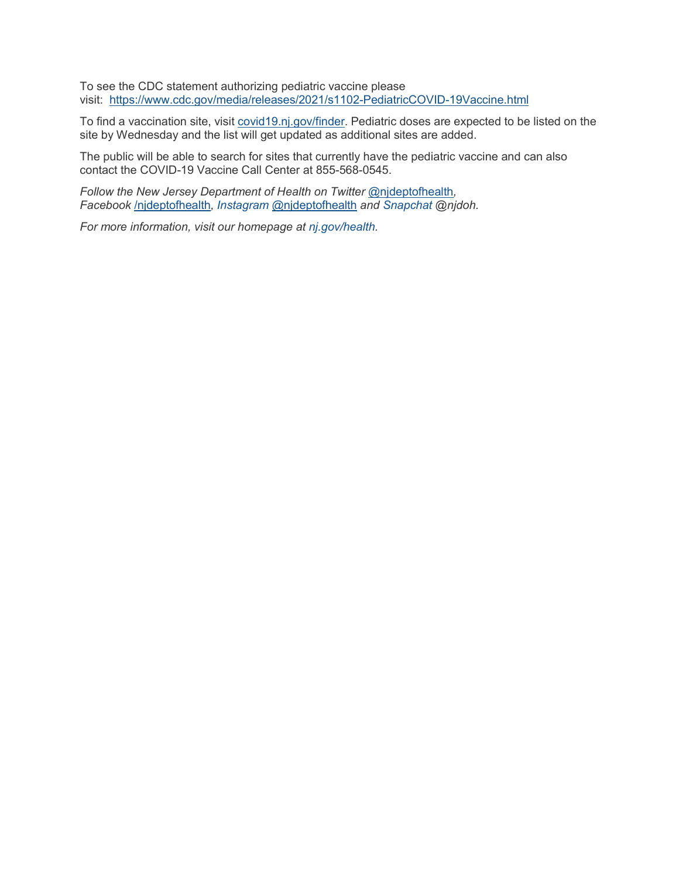To see the CDC statement authorizing pediatric vaccine please visit: [https://www.cdc.gov/media/releases/2021/s1102-PediatricCOVID-19Vaccine.html](https://www.cdc.gov/media/releases/2021/s1102-PediatricCOVID-19Vaccine.html)

To find a vaccination site, visit [covid19.nj.gov/finder](covid19.nj.gov/finder). Pediatric doses are expected to be listed on the site by Wednesday and the list will get updated as additional sites are added.

The public will be able to search for sites that currently have the pediatric vaccine and can also contact the COVID-19 Vaccine Call Center at 855-568-0545.

*Follow the New Jersey Department of Health on Twitter [@njdeptofhealth](@njdeptofhealth), Facebook [/njdeptofhealth](/njdeptofhealth), Instagram [@njdeptofhealth](@njdeptofhealth) and Snapchat @njdoh.*

*For more information, visit our homepage at nj.gov/health.*